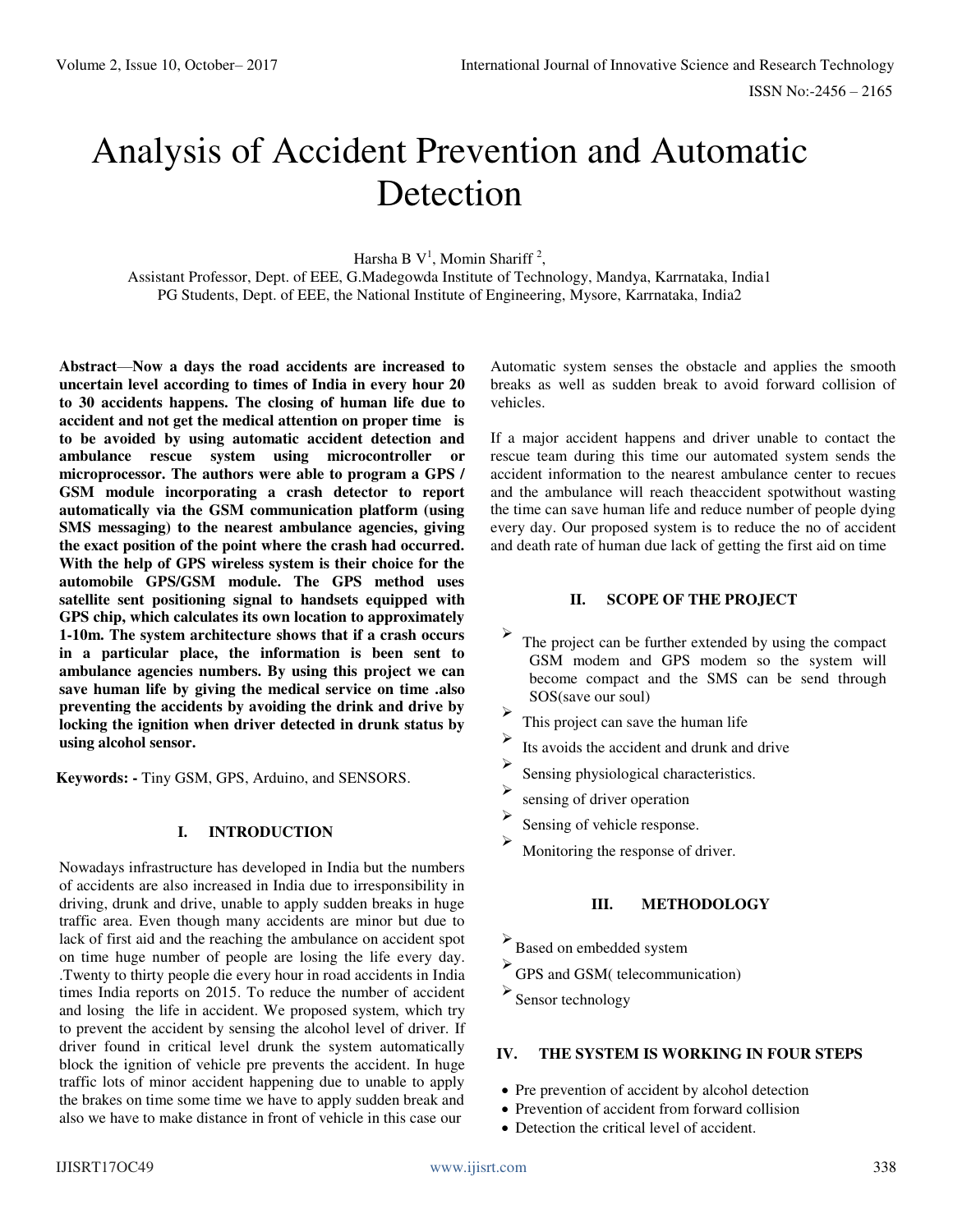# Analysis of Accident Prevention and Automatic Detection

Harsha B V[1], Momin Shariff [2],

Assistant Professor, Dept. of EEE, G.Madegowda Institute of Technology, Mandya, Karrnataka, India1

PG Students, Dept. of EEE, the National Institute of Engineering, Mysore, Karrnataka, India2

**Abstract—Now a days the road accidents are increased to uncertain level according to times of India in every hour 20 to 30 accidents happens. The closing of human life due to accident and not get the medical attention on proper time is to be avoided by using automatic accident detection and ambulance rescue system using microcontroller or microprocessor. The authors were able to program a GPS / GSM module incorporating a crash detector to report automatically via the GSM communication platform (using SMS messaging) to the nearest ambulance agencies, giving the exact position of the point where the crash had occurred. With the help of GPS wireless system is their choice for the automobile GPS/GSM module. The GPS method uses satellite sent positioning signal to handsets equipped with GPS chip, which calculates its own location to approximately 1-10m. The system architecture shows that if a crash occurs in a particular place, the information is been sent to ambulance agencies numbers. By using this project we can save human life by giving the medical service on time .also preventing the accidents by avoiding the drink and drive by locking the ignition when driver detected in drunk status by using alcohol sensor.**

**Keywords: -** Tiny GSM, GPS, Arduino, and SENSORS.

## I. INTRODUCTION

Nowadays infrastructure has developed in India but the numbers of accidents are also increased in India due to irresponsibility in driving, drunk and drive, unable to apply sudden breaks in huge traffic area. Even though many accidents are minor but due to lack of first aid and the reaching the ambulance on accident spot on time huge number of people are losing the life every day. .Twenty to thirty people die every hour in road accidents in India times India reports on 2015. To reduce the number of accident and losing the life in accident. We proposed system, which try to prevent the accident by sensing the alcohol level of driver. If driver found in critical level drunk the system automatically block the ignition of vehicle pre prevents the accident. In huge traffic lots of minor accident happening due to unable to apply the brakes on time some time we have to apply sudden break and also we have to make distance in front of vehicle in this case our Automatic system senses the obstacle and applies the smooth breaks as well as sudden break to avoid forward collision of vehicles.

If a major accident happens and driver unable to contact the rescue team during this time our automated system sends the accident information to the nearest ambulance center to recues and the ambulance will reach theaccident spotwithout wasting the time can save human life and reduce number of people dying every day. Our proposed system is to reduce the no of accident and death rate of human due lack of getting the first aid on time

## II. SCOPE OF THE PROJECT

- The project can be further extended by using the compact GSM modem and GPS modem so the system will become compact and the SMS can be send through SOS(save our soul)
- This project can save the human life
- Its avoids the accident and drunk and drive
- Sensing physiological characteristics.
- sensing of driver operation
- Sensing of vehicle response.
- Monitoring the response of driver.

## III. METHODOLOGY

- Based on embedded system
- GPS and GSM( telecommunication)
- Sensor technology

## IV. THE SYSTEM IS WORKING IN FOUR STEPS

- Pre prevention of accident by alcohol detection
- Prevention of accident from forward collision
- Detection the critical level of accident.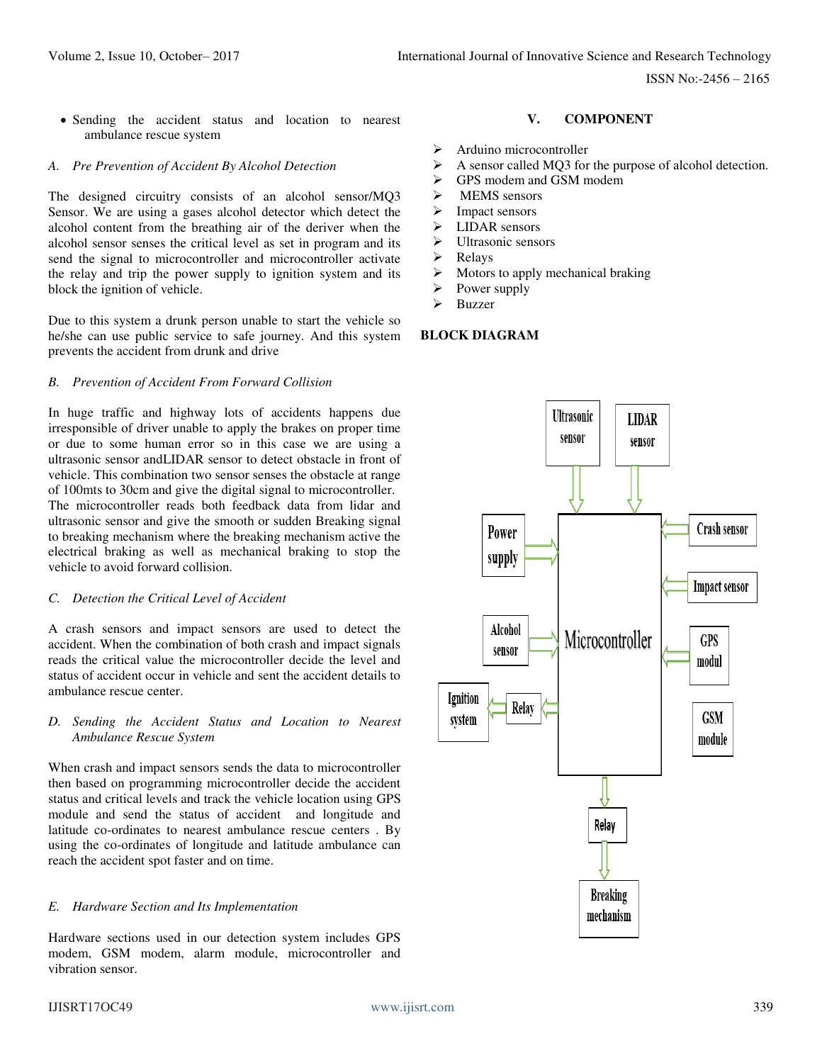- Sending the accident status and location to nearest ambulance rescue system

### *A. Pre Prevention of Accident By Alcohol Detection*

The designed circuitry consists of an alcohol sensor/MQ3 Sensor. We are using a gases alcohol detector which detect the alcohol content from the breathing air of the deriver when the alcohol sensor senses the critical level as set in program and its send the signal to microcontroller and microcontroller activate the relay and trip the power supply to ignition system and its block the ignition of vehicle.

Due to this system a drunk person unable to start the vehicle so he/she can use public service to safe journey. And this system prevents the accident from drunk and drive

### *B. Prevention of Accident From Forward Collision*

In huge traffic and highway lots of accidents happens due irresponsible of driver unable to apply the brakes on proper time or due to some human error so in this case we are using a ultrasonic sensor andLIDAR sensor to detect obstacle in front of vehicle. This combination two sensor senses the obstacle at range of 100mts to 30cm and give the digital signal to microcontroller. The microcontroller reads both feedback data from lidar and ultrasonic sensor and give the smooth or sudden Breaking signal to breaking mechanism where the breaking mechanism active the electrical braking as well as mechanical braking to stop the vehicle to avoid forward collision.

### *C. Detection the Critical Level of Accident*

A crash sensors and impact sensors are used to detect the accident. When the combination of both crash and impact signals reads the critical value the microcontroller decide the level and status of accident occur in vehicle and sent the accident details to ambulance rescue center.

### *D. Sending the Accident Status and Location to Nearest Ambulance Rescue System*

When crash and impact sensors sends the data to microcontroller then based on programming microcontroller decide the accident status and critical levels and track the vehicle location using GPS module and send the status of accident and longitude and latitude co-ordinates to nearest ambulance rescue centers . By using the co-ordinates of longitude and latitude ambulance can reach the accident spot faster and on time.

### *E. Hardware Section and Its Implementation*

Hardware sections used in our detection system includes GPS modem, GSM modem, alarm module, microcontroller and vibration sensor.

## V. COMPONENT

- Arduino microcontroller
- A sensor called MQ3 for the purpose of alcohol detection.
- GPS modem and GSM modem
- MEMS sensors
- Impact sensors
- LIDAR sensors
- Ultrasonic sensors
- Relays
- Motors to apply mechanical braking
- Power supply
- Buzzer

**BLOCK DIAGRAM**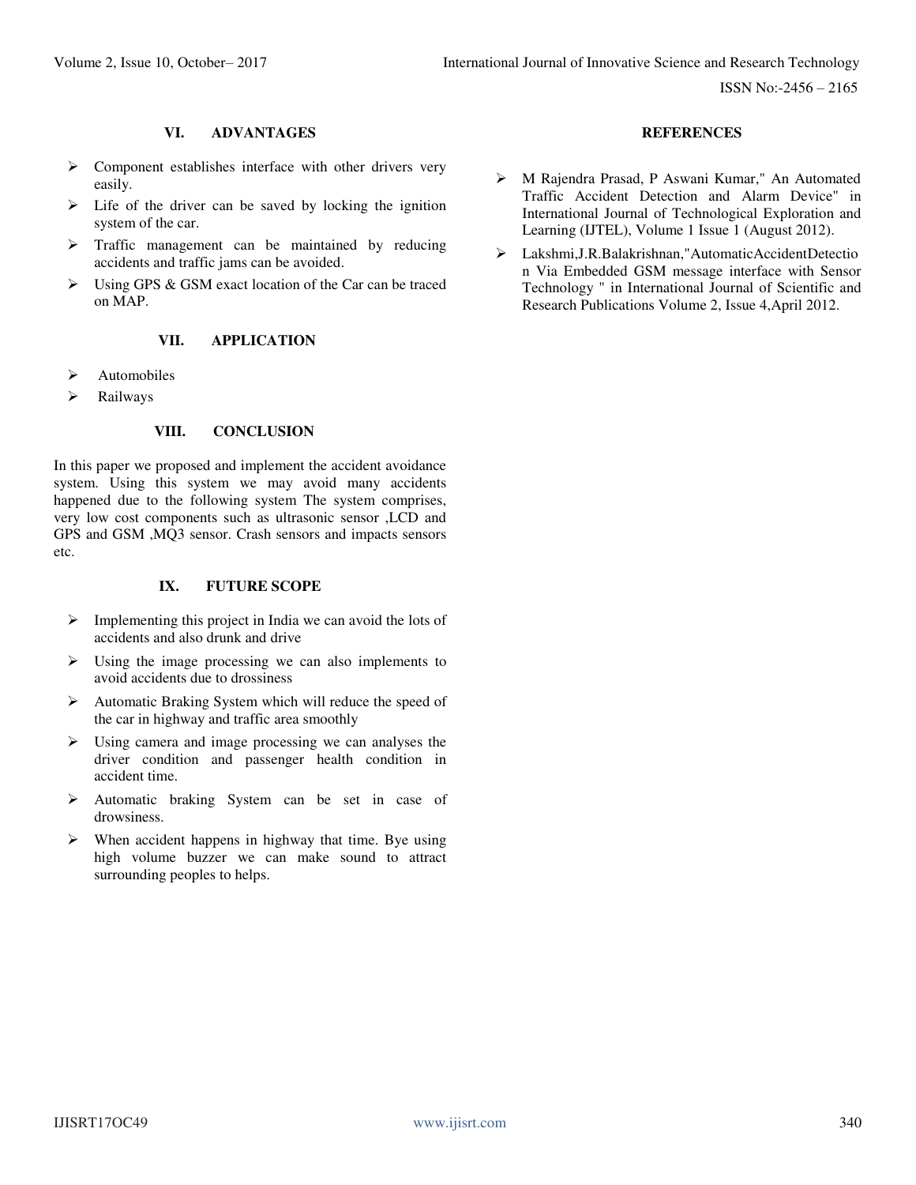## VI. ADVANTAGES

- Component establishes interface with other drivers very easily.
- Life of the driver can be saved by locking the ignition system of the car.
- Traffic management can be maintained by reducing accidents and traffic jams can be avoided.
- Using GPS & GSM exact location of the Car can be traced on MAP.

## VII. APPLICATION

- Automobiles
- Railways

## VIII. CONCLUSION

In this paper we proposed and implement the accident avoidance system. Using this system we may avoid many accidents happened due to the following system The system comprises, very low cost components such as ultrasonic sensor ,LCD and GPS and GSM ,MQ3 sensor. Crash sensors and impacts sensors etc.

## IX. FUTURE SCOPE

- Implementing this project in India we can avoid the lots of accidents and also drunk and drive
- Using the image processing we can also implements to avoid accidents due to drossiness
- Automatic Braking System which will reduce the speed of the car in highway and traffic area smoothly
- Using camera and image processing we can analyses the driver condition and passenger health condition in accident time.
- Automatic braking System can be set in case of drowsiness.
- When accident happens in highway that time. Bye using high volume buzzer we can make sound to attract surrounding peoples to helps.

## REFERENCES

- M Rajendra Prasad, P Aswani Kumar," An Automated Traffic Accident Detection and Alarm Device" in International Journal of Technological Exploration and Learning (IJTEL), Volume 1 Issue 1 (August 2012).
- Lakshmi,J.R.Balakrishnan,"AutomaticAccidentDetection Via Embedded GSM message interface with Sensor Technology " in International Journal of Scientific and Research Publications Volume 2, Issue 4,April 2012.